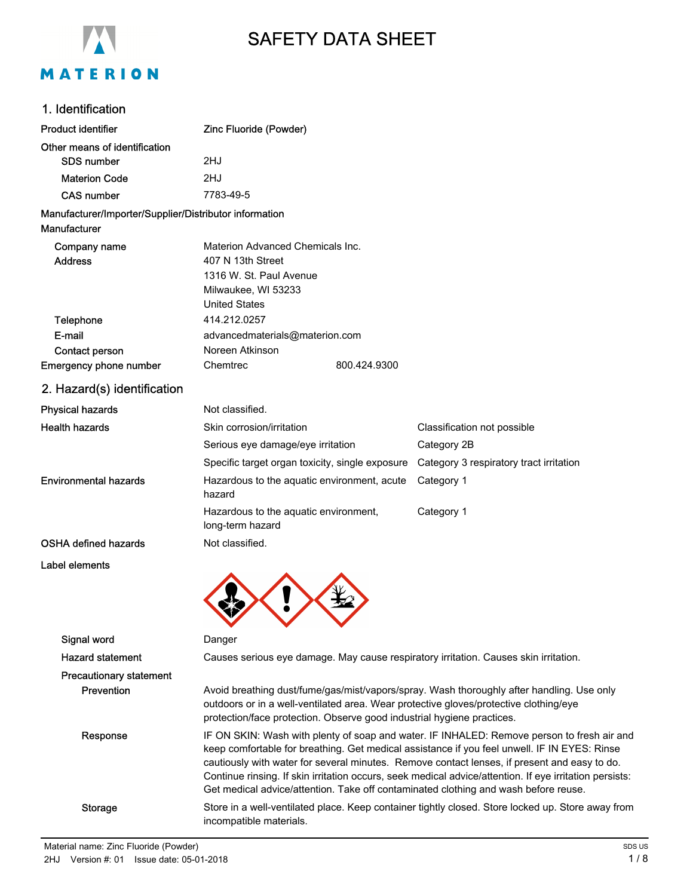# SAFETY DATA SHEET

## 1. Identification

| | |
|---|---|
| **Product identifier** | Zinc Fluoride (Powder) |
| **Other means of identification** | |
| SDS number | 2HJ |
| Materion Code | 2HJ |
| CAS number | 7783-49-5 |

**Manufacturer/Importer/Supplier/Distributor information**

**Manufacturer**

| | |
|---|---|
| Company name | Materion Advanced Chemicals Inc. |
| Address | 407 N 13th Street<br>1316 W. St. Paul Avenue<br>Milwaukee, WI 53233<br>United States |
| Telephone | 414.212.0257 |
| E-mail | advancedmaterials@materion.com |
| Contact person | Noreen Atkinson |
| **Emergency phone number** | Chemtrec 800.424.9300 |

## 2. Hazard(s) identification

| | | |
|---|---|---|
| **Physical hazards** | Not classified. | |
| **Health hazards** | Skin corrosion/irritation | Classification not possible |
| | Serious eye damage/eye irritation | Category 2B |
| | Specific target organ toxicity, single exposure | Category 3 respiratory tract irritation |
| **Environmental hazards** | Hazardous to the aquatic environment, acute hazard | Category 1 |
| | Hazardous to the aquatic environment, long-term hazard | Category 1 |
| **OSHA defined hazards** | Not classified. | |

**Label elements**

**Signal word** Danger

**Hazard statement** Causes serious eye damage. May cause respiratory irritation. Causes skin irritation.

**Precautionary statement**

**Prevention** Avoid breathing dust/fume/gas/mist/vapors/spray. Wash thoroughly after handling. Use only outdoors or in a well-ventilated area. Wear protective gloves/protective clothing/eye protection/face protection. Observe good industrial hygiene practices.

**Response** IF ON SKIN: Wash with plenty of soap and water. IF INHALED: Remove person to fresh air and keep comfortable for breathing. Get medical assistance if you feel unwell. IF IN EYES: Rinse cautiously with water for several minutes. Remove contact lenses, if present and easy to do. Continue rinsing. If skin irritation occurs, seek medical advice/attention. If eye irritation persists: Get medical advice/attention. Take off contaminated clothing and wash before reuse.

**Storage** Store in a well-ventilated place. Keep container tightly closed. Store locked up. Store away from incompatible materials.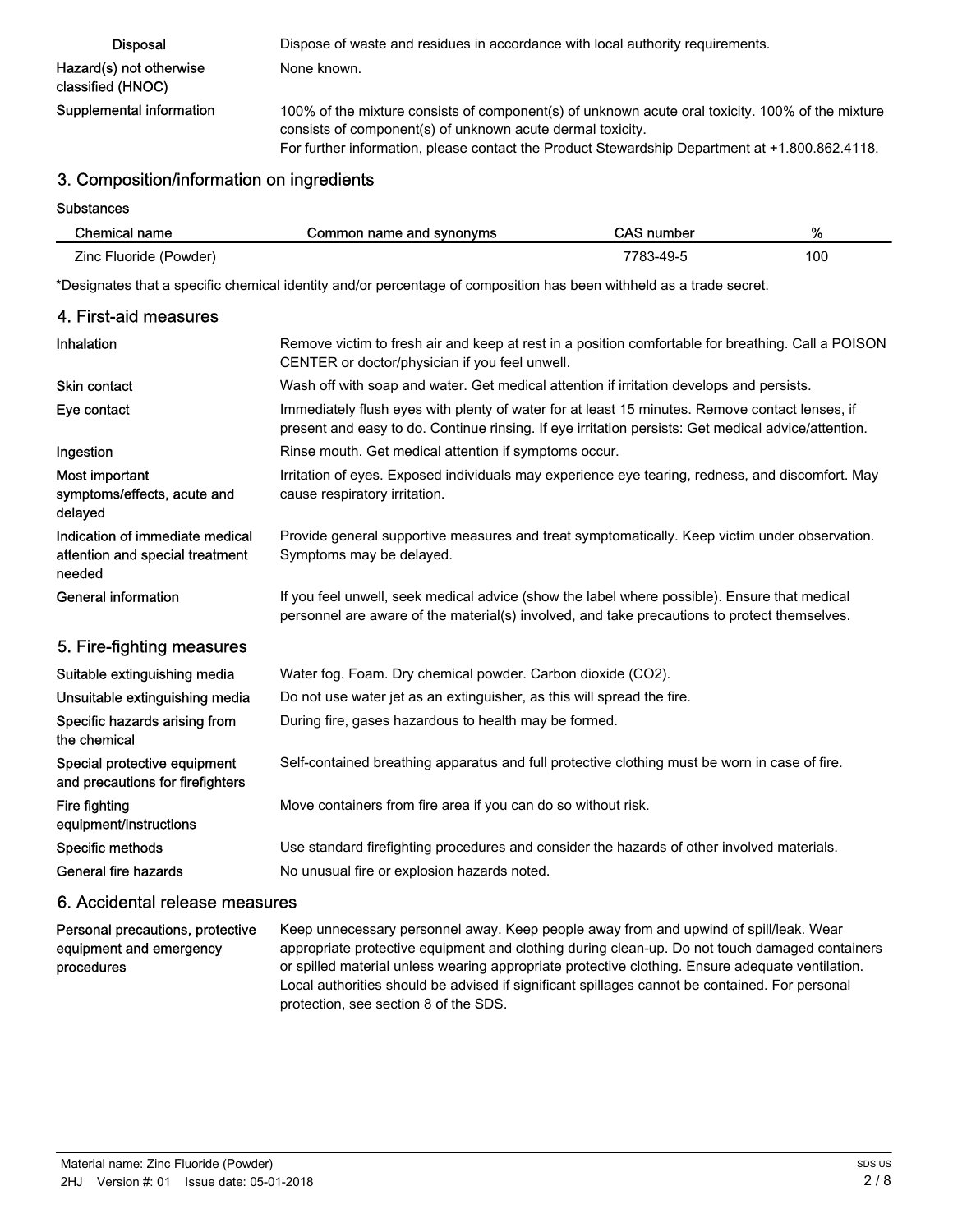| | |
|---|---|
| Disposal | Dispose of waste and residues in accordance with local authority requirements. |
| Hazard(s) not otherwise classified (HNOC) | None known. |
| Supplemental information | 100% of the mixture consists of component(s) of unknown acute oral toxicity. 100% of the mixture consists of component(s) of unknown acute dermal toxicity.<br>For further information, please contact the Product Stewardship Department at +1.800.862.4118. |

## 3. Composition/information on ingredients

Substances

| Chemical name | Common name and synonyms | CAS number | % |
|---|---|---|---|
| Zinc Fluoride (Powder) | | 7783-49-5 | 100 |

*Designates that a specific chemical identity and/or percentage of composition has been withheld as a trade secret.

## 4. First-aid measures

| | |
|---|---|
| Inhalation | Remove victim to fresh air and keep at rest in a position comfortable for breathing. Call a POISON CENTER or doctor/physician if you feel unwell. |
| Skin contact | Wash off with soap and water. Get medical attention if irritation develops and persists. |
| Eye contact | Immediately flush eyes with plenty of water for at least 15 minutes. Remove contact lenses, if present and easy to do. Continue rinsing. If eye irritation persists: Get medical advice/attention. |
| Ingestion | Rinse mouth. Get medical attention if symptoms occur. |
| Most important symptoms/effects, acute and delayed | Irritation of eyes. Exposed individuals may experience eye tearing, redness, and discomfort. May cause respiratory irritation. |
| Indication of immediate medical attention and special treatment needed | Provide general supportive measures and treat symptomatically. Keep victim under observation. Symptoms may be delayed. |
| General information | If you feel unwell, seek medical advice (show the label where possible). Ensure that medical personnel are aware of the material(s) involved, and take precautions to protect themselves. |

## 5. Fire-fighting measures

| | |
|---|---|
| Suitable extinguishing media | Water fog. Foam. Dry chemical powder. Carbon dioxide ($CO_2$). |
| Unsuitable extinguishing media | Do not use water jet as an extinguisher, as this will spread the fire. |
| Specific hazards arising from the chemical | During fire, gases hazardous to health may be formed. |
| Special protective equipment and precautions for firefighters | Self-contained breathing apparatus and full protective clothing must be worn in case of fire. |
| Fire fighting equipment/instructions | Move containers from fire area if you can do so without risk. |
| Specific methods | Use standard firefighting procedures and consider the hazards of other involved materials. |
| General fire hazards | No unusual fire or explosion hazards noted. |

## 6. Accidental release measures

| | |
|---|---|
| Personal precautions, protective equipment and emergency procedures | Keep unnecessary personnel away. Keep people away from and upwind of spill/leak. Wear appropriate protective equipment and clothing during clean-up. Do not touch damaged containers or spilled material unless wearing appropriate protective clothing. Ensure adequate ventilation. Local authorities should be advised if significant spillages cannot be contained. For personal protection, see section 8 of the SDS. |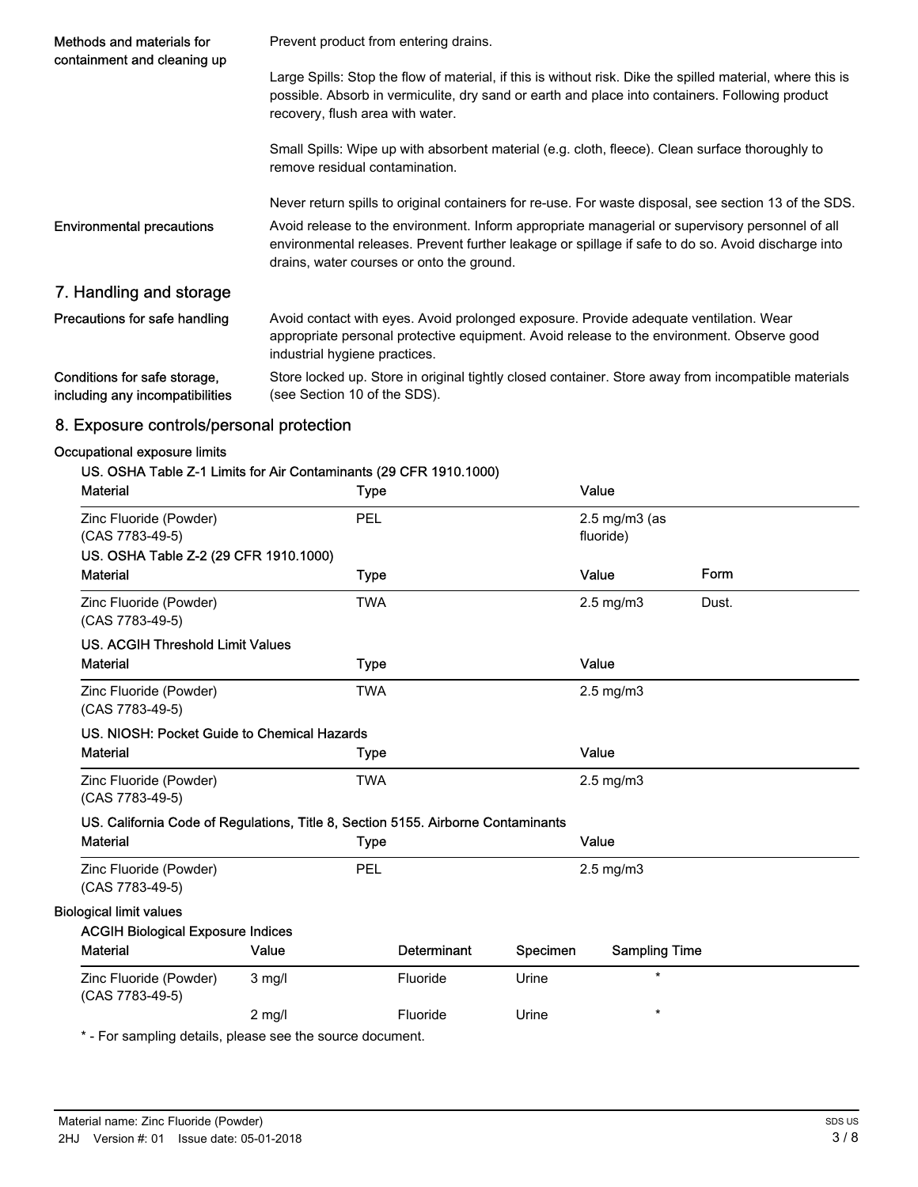**Methods and materials for containment and cleaning up**

Prevent product from entering drains.

Large Spills: Stop the flow of material, if this is without risk. Dike the spilled material, where this is possible. Absorb in vermiculite, dry sand or earth and place into containers. Following product recovery, flush area with water.

Small Spills: Wipe up with absorbent material (e.g. cloth, fleece). Clean surface thoroughly to remove residual contamination.

Never return spills to original containers for re-use. For waste disposal, see section 13 of the SDS.

**Environmental precautions**

Avoid release to the environment. Inform appropriate managerial or supervisory personnel of all environmental releases. Prevent further leakage or spillage if safe to do so. Avoid discharge into drains, water courses or onto the ground.

## 7. Handling and storage

**Precautions for safe handling**

Avoid contact with eyes. Avoid prolonged exposure. Provide adequate ventilation. Wear appropriate personal protective equipment. Avoid release to the environment. Observe good industrial hygiene practices.

**Conditions for safe storage, including any incompatibilities**

Store locked up. Store in original tightly closed container. Store away from incompatible materials (see Section 10 of the SDS).

## 8. Exposure controls/personal protection

### Occupational exposure limits

**US. OSHA Table Z-1 Limits for Air Contaminants (29 CFR 1910.1000)**

| Material | Type | Value |
|---|---|---|
| Zinc Fluoride (Powder) (CAS 7783-49-5) | PEL | 2.5 mg/m3 (as fluoride) |

**US. OSHA Table Z-2 (29 CFR 1910.1000)**

| Material | Type | Value | Form |
|---|---|---|---|
| Zinc Fluoride (Powder) (CAS 7783-49-5) | TWA | 2.5 mg/m3 | Dust. |

**US. ACGIH Threshold Limit Values**

| Material | Type | Value |
|---|---|---|
| Zinc Fluoride (Powder) (CAS 7783-49-5) | TWA | 2.5 mg/m3 |

**US. NIOSH: Pocket Guide to Chemical Hazards**

| Material | Type | Value |
|---|---|---|
| Zinc Fluoride (Powder) (CAS 7783-49-5) | TWA | 2.5 mg/m3 |

**US. California Code of Regulations, Title 8, Section 5155. Airborne Contaminants**

| Material | Type | Value |
|---|---|---|
| Zinc Fluoride (Powder) (CAS 7783-49-5) | PEL | 2.5 mg/m3 |

### Biological limit values

**ACGIH Biological Exposure Indices**

| Material | Value | Determinant | Specimen | Sampling Time |
|---|---|---|---|---|
| Zinc Fluoride (Powder) (CAS 7783-49-5) | 3 mg/l | Fluoride | Urine | * |
| | 2 mg/l | Fluoride | Urine | * |

* - For sampling details, please see the source document.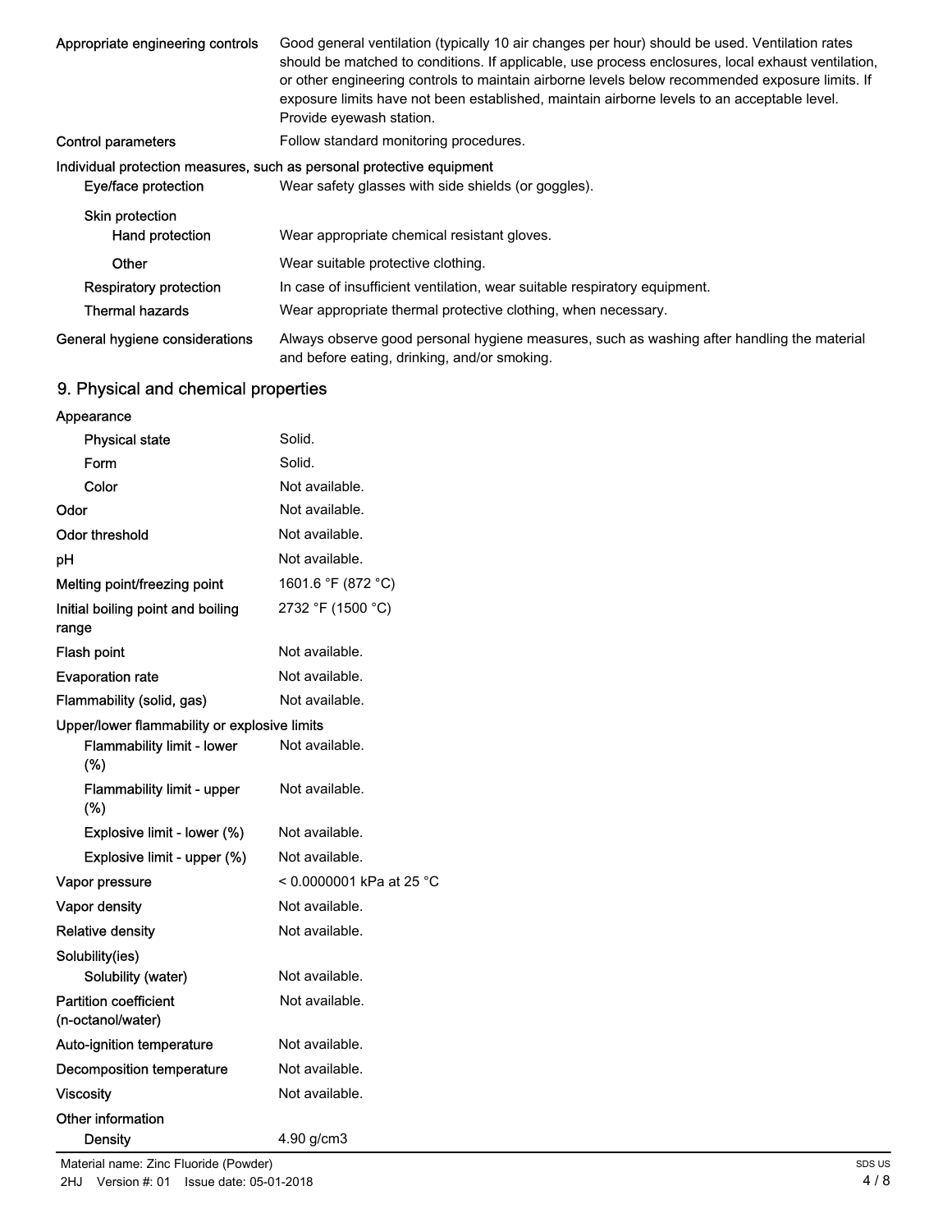| | |
|---|---|
| Appropriate engineering controls | Good general ventilation (typically 10 air changes per hour) should be used. Ventilation rates should be matched to conditions. If applicable, use process enclosures, local exhaust ventilation, or other engineering controls to maintain airborne levels below recommended exposure limits. If exposure limits have not been established, maintain airborne levels to an acceptable level. Provide eyewash station. |
| Control parameters | Follow standard monitoring procedures. |

**Individual protection measures, such as personal protective equipment**

| | |
|---|---|
| Eye/face protection | Wear safety glasses with side shields (or goggles). |
| Skin protection | |
| Hand protection | Wear appropriate chemical resistant gloves. |
| Other | Wear suitable protective clothing. |
| Respiratory protection | In case of insufficient ventilation, wear suitable respiratory equipment. |
| Thermal hazards | Wear appropriate thermal protective clothing, when necessary. |
| General hygiene considerations | Always observe good personal hygiene measures, such as washing after handling the material and before eating, drinking, and/or smoking. |

## 9. Physical and chemical properties

| | |
|---|---|
| **Appearance** | |
| Physical state | Solid. |
| Form | Solid. |
| Color | Not available. |
| Odor | Not available. |
| Odor threshold | Not available. |
| pH | Not available. |
| Melting point/freezing point | 1601.6 °F (872 °C) |
| Initial boiling point and boiling range | 2732 °F (1500 °C) |
| Flash point | Not available. |
| Evaporation rate | Not available. |
| Flammability (solid, gas) | Not available. |
| **Upper/lower flammability or explosive limits** | |
| Flammability limit - lower (%) | Not available. |
| Flammability limit - upper (%) | Not available. |
| Explosive limit - lower (%) | Not available. |
| Explosive limit - upper (%) | Not available. |
| Vapor pressure | < 0.0000001 kPa at 25 °C |
| Vapor density | Not available. |
| Relative density | Not available. |
| **Solubility(ies)** | |
| Solubility (water) | Not available. |
| Partition coefficient (n-octanol/water) | Not available. |
| Auto-ignition temperature | Not available. |
| Decomposition temperature | Not available. |
| Viscosity | Not available. |
| **Other information** | |
| Density | 4.90 g/cm3 |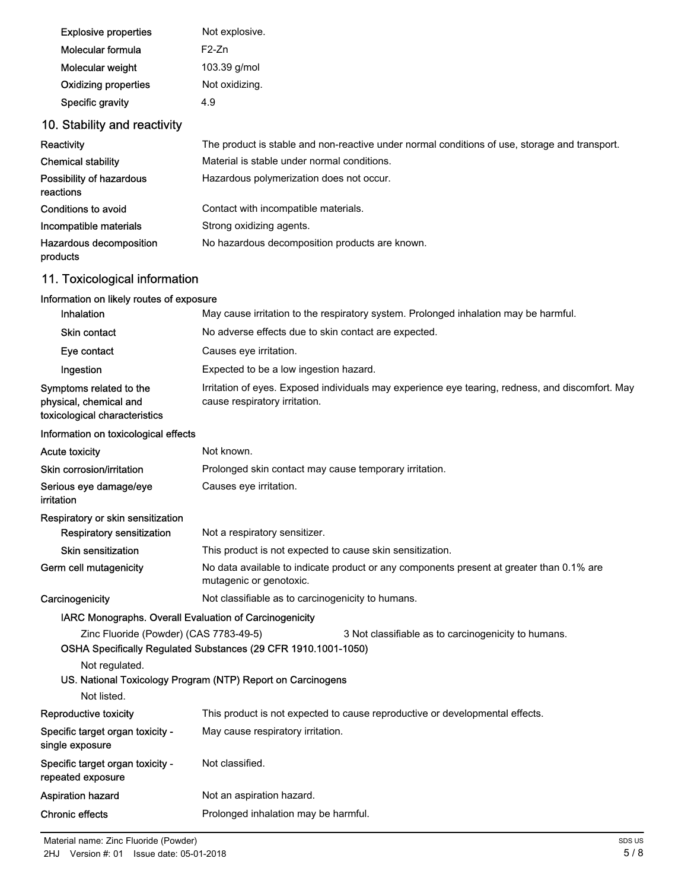| | |
|---|---|
| Explosive properties | Not explosive. |
| Molecular formula | F2-Zn |
| Molecular weight | 103.39 g/mol |
| Oxidizing properties | Not oxidizing. |
| Specific gravity | 4.9 |

## 10. Stability and reactivity

| | |
|---|---|
| **Reactivity** | The product is stable and non-reactive under normal conditions of use, storage and transport. |
| **Chemical stability** | Material is stable under normal conditions. |
| **Possibility of hazardous reactions** | Hazardous polymerization does not occur. |
| **Conditions to avoid** | Contact with incompatible materials. |
| **Incompatible materials** | Strong oxidizing agents. |
| **Hazardous decomposition products** | No hazardous decomposition products are known. |

## 11. Toxicological information

**Information on likely routes of exposure**

| | |
|---|---|
| Inhalation | May cause irritation to the respiratory system. Prolonged inhalation may be harmful. |
| Skin contact | No adverse effects due to skin contact are expected. |
| Eye contact | Causes eye irritation. |
| Ingestion | Expected to be a low ingestion hazard. |
| **Symptoms related to the physical, chemical and toxicological characteristics** | Irritation of eyes. Exposed individuals may experience eye tearing, redness, and discomfort. May cause respiratory irritation. |

**Information on toxicological effects**

| | |
|---|---|
| **Acute toxicity** | Not known. |
| **Skin corrosion/irritation** | Prolonged skin contact may cause temporary irritation. |
| **Serious eye damage/eye irritation** | Causes eye irritation. |

**Respiratory or skin sensitization**

| | |
|---|---|
| Respiratory sensitization | Not a respiratory sensitizer. |
| Skin sensitization | This product is not expected to cause skin sensitization. |
| **Germ cell mutagenicity** | No data available to indicate product or any components present at greater than 0.1% are mutagenic or genotoxic. |
| **Carcinogenicity** | Not classifiable as to carcinogenicity to humans. |

**IARC Monographs. Overall Evaluation of Carcinogenicity**

Zinc Fluoride (Powder) (CAS 7783-49-5) — 3 Not classifiable as to carcinogenicity to humans.

**OSHA Specifically Regulated Substances (29 CFR 1910.1001-1050)**

Not regulated.

**US. National Toxicology Program (NTP) Report on Carcinogens**

Not listed.

| | |
|---|---|
| **Reproductive toxicity** | This product is not expected to cause reproductive or developmental effects. |
| **Specific target organ toxicity - single exposure** | May cause respiratory irritation. |
| **Specific target organ toxicity - repeated exposure** | Not classified. |
| **Aspiration hazard** | Not an aspiration hazard. |
| **Chronic effects** | Prolonged inhalation may be harmful. |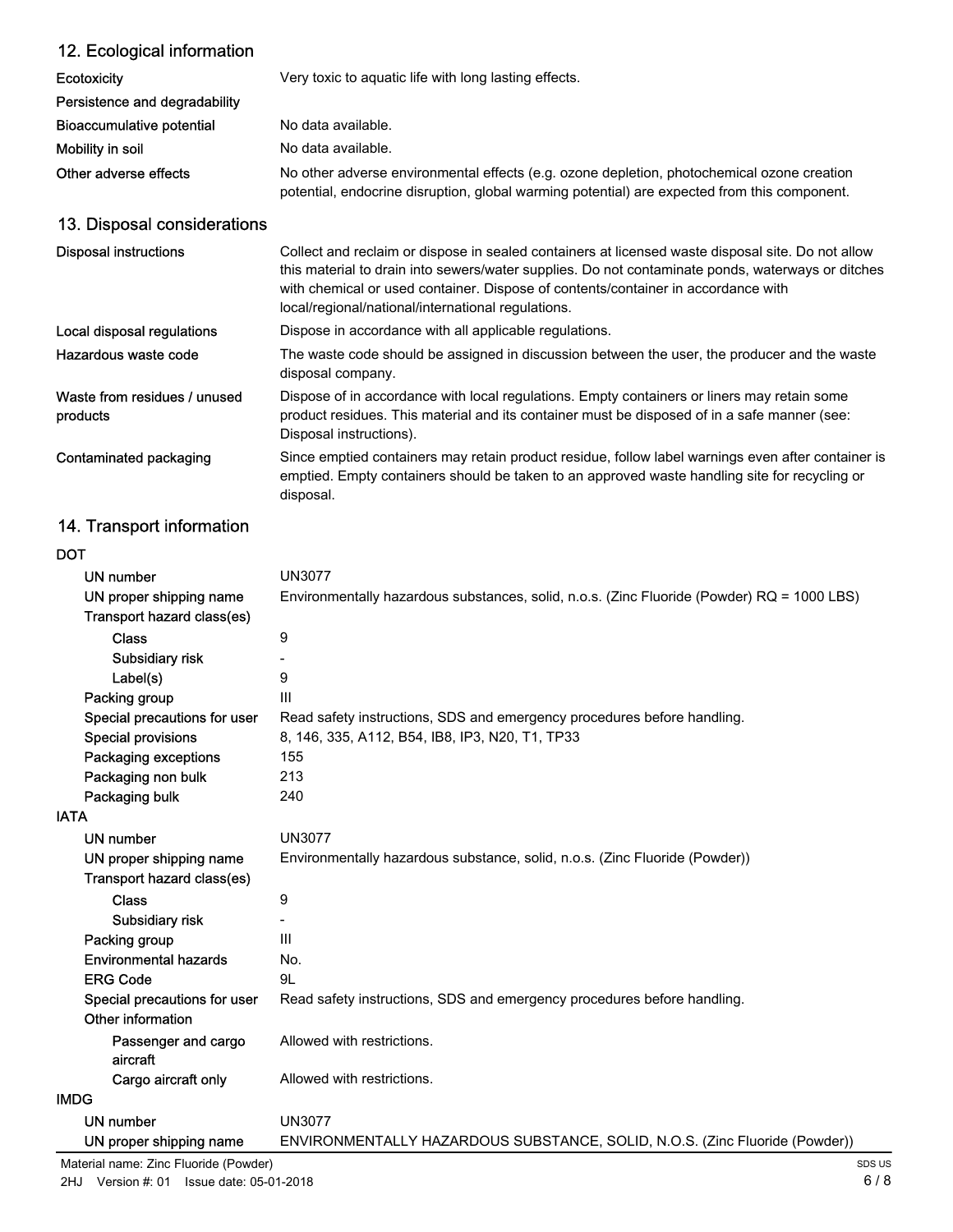## 12. Ecological information

| | |
|---|---|
| Ecotoxicity | Very toxic to aquatic life with long lasting effects. |
| Persistence and degradability | |
| Bioaccumulative potential | No data available. |
| Mobility in soil | No data available. |
| Other adverse effects | No other adverse environmental effects (e.g. ozone depletion, photochemical ozone creation potential, endocrine disruption, global warming potential) are expected from this component. |

## 13. Disposal considerations

| | |
|---|---|
| Disposal instructions | Collect and reclaim or dispose in sealed containers at licensed waste disposal site. Do not allow this material to drain into sewers/water supplies. Do not contaminate ponds, waterways or ditches with chemical or used container. Dispose of contents/container in accordance with local/regional/national/international regulations. |
| Local disposal regulations | Dispose in accordance with all applicable regulations. |
| Hazardous waste code | The waste code should be assigned in discussion between the user, the producer and the waste disposal company. |
| Waste from residues / unused products | Dispose of in accordance with local regulations. Empty containers or liners may retain some product residues. This material and its container must be disposed of in a safe manner (see: Disposal instructions). |
| Contaminated packaging | Since emptied containers may retain product residue, follow label warnings even after container is emptied. Empty containers should be taken to an approved waste handling site for recycling or disposal. |

## 14. Transport information

**DOT**

| | |
|---|---|
| UN number | UN3077 |
| UN proper shipping name | Environmentally hazardous substances, solid, n.o.s. (Zinc Fluoride (Powder) RQ = 1000 LBS) |
| Transport hazard class(es) | |
| Class | 9 |
| Subsidiary risk | - |
| Label(s) | 9 |
| Packing group | III |
| Special precautions for user | Read safety instructions, SDS and emergency procedures before handling. |
| Special provisions | 8, 146, 335, A112, B54, IB8, IP3, N20, T1, TP33 |
| Packaging exceptions | 155 |
| Packaging non bulk | 213 |
| Packaging bulk | 240 |

**IATA**

| | |
|---|---|
| UN number | UN3077 |
| UN proper shipping name | Environmentally hazardous substance, solid, n.o.s. (Zinc Fluoride (Powder)) |
| Transport hazard class(es) | |
| Class | 9 |
| Subsidiary risk | - |
| Packing group | III |
| Environmental hazards | No. |
| ERG Code | 9L |
| Special precautions for user | Read safety instructions, SDS and emergency procedures before handling. |
| Other information | |
| Passenger and cargo aircraft | Allowed with restrictions. |
| Cargo aircraft only | Allowed with restrictions. |

**IMDG**

| | |
|---|---|
| UN number | UN3077 |
| UN proper shipping name | ENVIRONMENTALLY HAZARDOUS SUBSTANCE, SOLID, N.O.S. (Zinc Fluoride (Powder)) |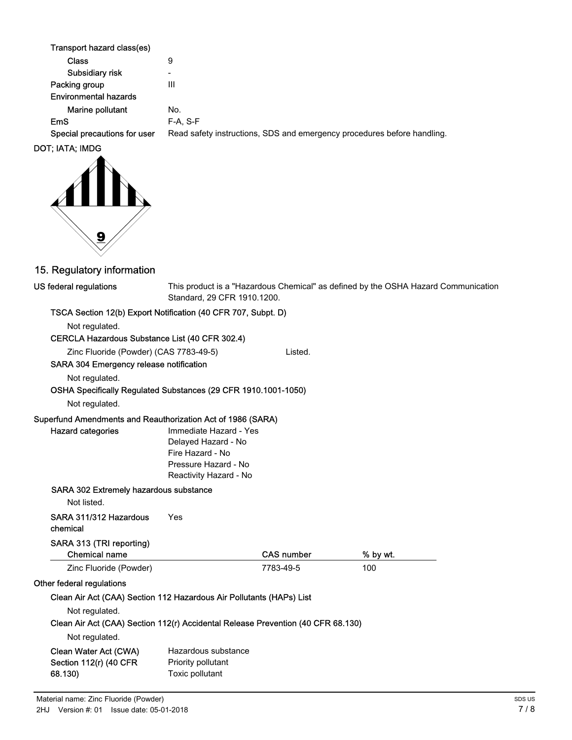**Transport hazard class(es)**

| | |
|---|---|
| **Class** | 9 |
| **Subsidiary risk** | - |
| **Packing group** | III |
| **Environmental hazards** | |
| **Marine pollutant** | No. |
| **EmS** | F-A, S-F |
| **Special precautions for user** | Read safety instructions, SDS and emergency procedures before handling. |

**DOT; IATA; IMDG**

## 15. Regulatory information

**US federal regulations** This product is a "Hazardous Chemical" as defined by the OSHA Hazard Communication Standard, 29 CFR 1910.1200.

**TSCA Section 12(b) Export Notification (40 CFR 707, Subpt. D)**

Not regulated.

**CERCLA Hazardous Substance List (40 CFR 302.4)**

Zinc Fluoride (Powder) (CAS 7783-49-5) Listed.

**SARA 304 Emergency release notification**

Not regulated.

**OSHA Specifically Regulated Substances (29 CFR 1910.1001-1050)**

Not regulated.

**Superfund Amendments and Reauthorization Act of 1986 (SARA)**

**Hazard categories**
- Immediate Hazard - Yes
- Delayed Hazard - No
- Fire Hazard - No
- Pressure Hazard - No
- Reactivity Hazard - No

**SARA 302 Extremely hazardous substance**

Not listed.

**SARA 311/312 Hazardous chemical** Yes

**SARA 313 (TRI reporting)**

| Chemical name | CAS number | % by wt. |
|---|---|---|
| Zinc Fluoride (Powder) | 7783-49-5 | 100 |

**Other federal regulations**

**Clean Air Act (CAA) Section 112 Hazardous Air Pollutants (HAPs) List**

Not regulated.

**Clean Air Act (CAA) Section 112(r) Accidental Release Prevention (40 CFR 68.130)**

Not regulated.

**Clean Water Act (CWA) Section 112(r) (40 CFR 68.130)**
- Hazardous substance
- Priority pollutant
- Toxic pollutant

Material name: Zinc Fluoride (Powder)
2HJ Version #: 01 Issue date: 05-01-2018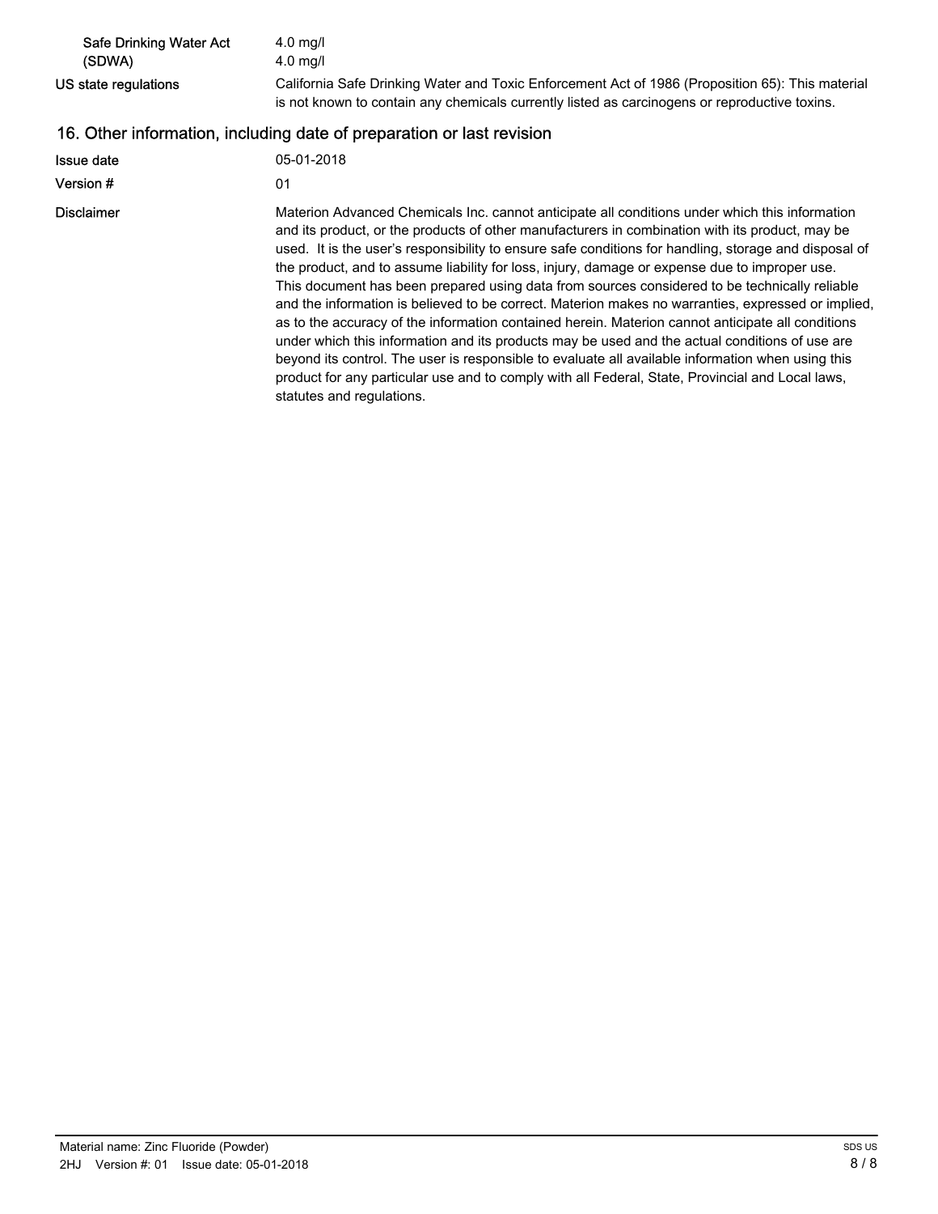| | |
|---|---|
| Safe Drinking Water Act (SDWA) | 4.0 mg/l<br>4.0 mg/l |
| US state regulations | California Safe Drinking Water and Toxic Enforcement Act of 1986 (Proposition 65): This material is not known to contain any chemicals currently listed as carcinogens or reproductive toxins. |

## 16. Other information, including date of preparation or last revision

| | |
|---|---|
| Issue date | 05-01-2018 |
| Version # | 01 |
| Disclaimer | Materion Advanced Chemicals Inc. cannot anticipate all conditions under which this information and its product, or the products of other manufacturers in combination with its product, may be used. It is the user's responsibility to ensure safe conditions for handling, storage and disposal of the product, and to assume liability for loss, injury, damage or expense due to improper use. This document has been prepared using data from sources considered to be technically reliable and the information is believed to be correct. Materion makes no warranties, expressed or implied, as to the accuracy of the information contained herein. Materion cannot anticipate all conditions under which this information and its products may be used and the actual conditions of use are beyond its control. The user is responsible to evaluate all available information when using this product for any particular use and to comply with all Federal, State, Provincial and Local laws, statutes and regulations. |